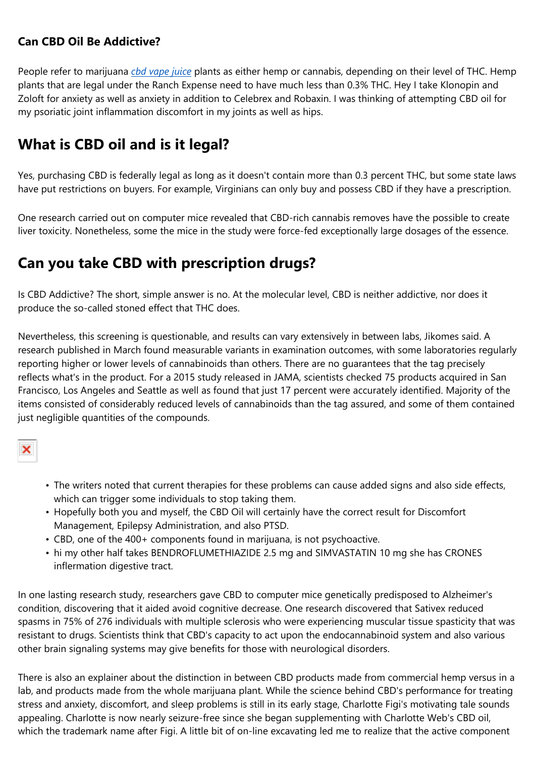**Can CBD Oil Be Addictive?**

People refer to marijuana *[cbd vape juice]* plants as either hemp or cannabis, depending on their level of THC. Hemp plants that are legal under the Ranch Expense need to have much less than 0.3% THC. Hey I take Klonopin and Zoloft for anxiety as well as anxiety in addition to Celebrex and Robaxin. I was thinking of attempting CBD oil for my psoriatic joint inflammation discomfort in my joints as well as hips.

## What is CBD oil and is it legal?

Yes, purchasing CBD is federally legal as long as it doesn't contain more than 0.3 percent THC, but some state laws have put restrictions on buyers. For example, Virginians can only buy and possess CBD if they have a prescription.

One research carried out on computer mice revealed that CBD-rich cannabis removes have the possible to create liver toxicity. Nonetheless, some the mice in the study were force-fed exceptionally large dosages of the essence.

## Can you take CBD with prescription drugs?

Is CBD Addictive? The short, simple answer is no. At the molecular level, CBD is neither addictive, nor does it produce the so-called stoned effect that THC does.

Nevertheless, this screening is questionable, and results can vary extensively in between labs, Jikomes said. A research published in March found measurable variants in examination outcomes, with some laboratories regularly reporting higher or lower levels of cannabinoids than others. There are no guarantees that the tag precisely reflects what's in the product. For a 2015 study released in JAMA, scientists checked 75 products acquired in San Francisco, Los Angeles and Seattle as well as found that just 17 percent were accurately identified. Majority of the items consisted of considerably reduced levels of cannabinoids than the tag assured, and some of them contained just negligible quantities of the compounds.

- The writers noted that current therapies for these problems can cause added signs and also side effects, which can trigger some individuals to stop taking them.
- Hopefully both you and myself, the CBD Oil will certainly have the correct result for Discomfort Management, Epilepsy Administration, and also PTSD.
- CBD, one of the 400+ components found in marijuana, is not psychoactive.
- hi my other half takes BENDROFLUMETHIAZIDE 2.5 mg and SIMVASTATIN 10 mg she has CRONES inflermation digestive tract.

In one lasting research study, researchers gave CBD to computer mice genetically predisposed to Alzheimer's condition, discovering that it aided avoid cognitive decrease. One research discovered that Sativex reduced spasms in 75% of 276 individuals with multiple sclerosis who were experiencing muscular tissue spasticity that was resistant to drugs. Scientists think that CBD's capacity to act upon the endocannabinoid system and also various other brain signaling systems may give benefits for those with neurological disorders.

There is also an explainer about the distinction in between CBD products made from commercial hemp versus in a lab, and products made from the whole marijuana plant. While the science behind CBD's performance for treating stress and anxiety, discomfort, and sleep problems is still in its early stage, Charlotte Figi's motivating tale sounds appealing. Charlotte is now nearly seizure-free since she began supplementing with Charlotte Web's CBD oil, which the trademark name after Figi. A little bit of on-line excavating led me to realize that the active component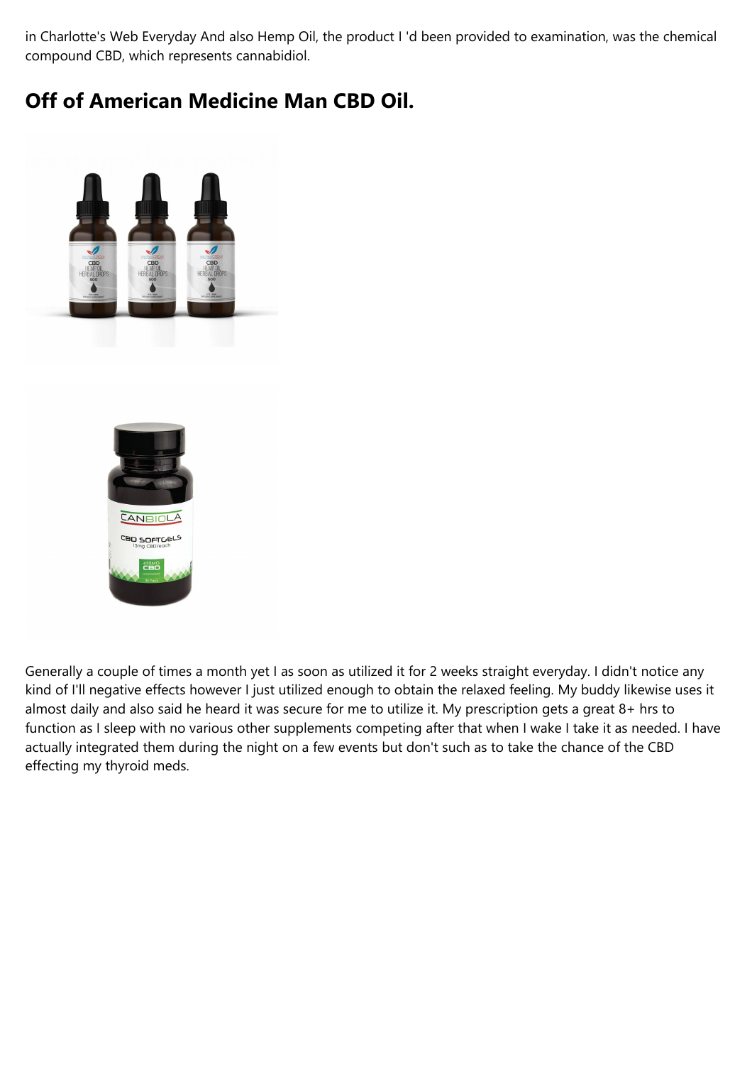in Charlotte's Web Everyday And also Hemp Oil, the product I 'd been provided to examination, was the chemical compound CBD, which represents cannabidiol.

## Off of American Medicine Man CBD Oil.

Generally a couple of times a month yet I as soon as utilized it for 2 weeks straight everyday. I didn't notice any kind of I'll negative effects however I just utilized enough to obtain the relaxed feeling. My buddy likewise uses it almost daily and also said he heard it was secure for me to utilize it. My prescription gets a great 8+ hrs to function as I sleep with no various other supplements competing after that when I wake I take it as needed. I have actually integrated them during the night on a few events but don't such as to take the chance of the CBD effecting my thyroid meds.